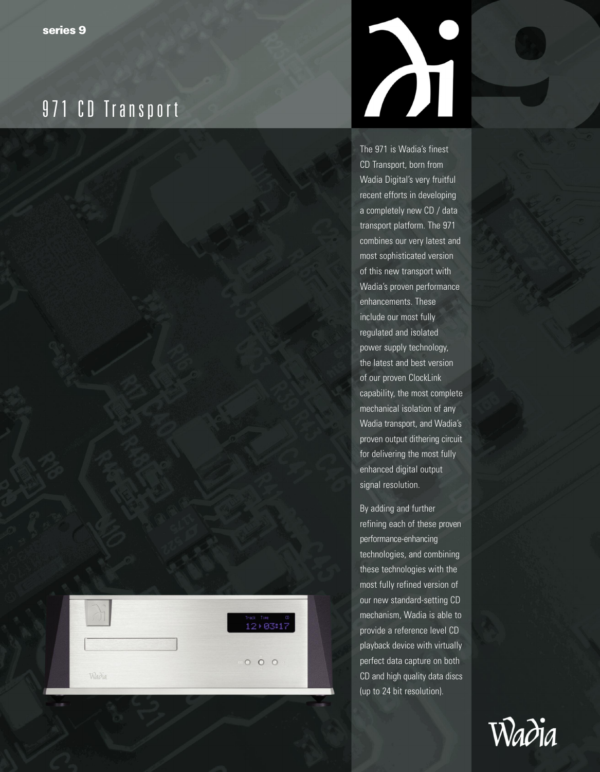series 9

# 971 CD Transport

The 971 is Wadia's finest CD Transport, born from Wadia Digital's very fruitful recent efforts in developing a completely new CD / data transport platform. The 971 combines our very latest and most sophisticated version of this new transport with Wadia's proven performance enhancements. These include our most fully regulated and isolated power supply technology, the latest and best version of our proven ClockLink capability, the most complete mechanical isolation of any Wadia transport, and Wadia's proven output dithering circuit for delivering the most fully enhanced digital output signal resolution.

By adding and further refining each of these proven performance-enhancing technologies, and combining these technologies with the most fully refined version of our new standard-setting CD mechanism, Wadia is able to provide a reference level CD playback device with virtually perfect data capture on both CD and high quality data discs (up to 24 bit resolution).

Wadia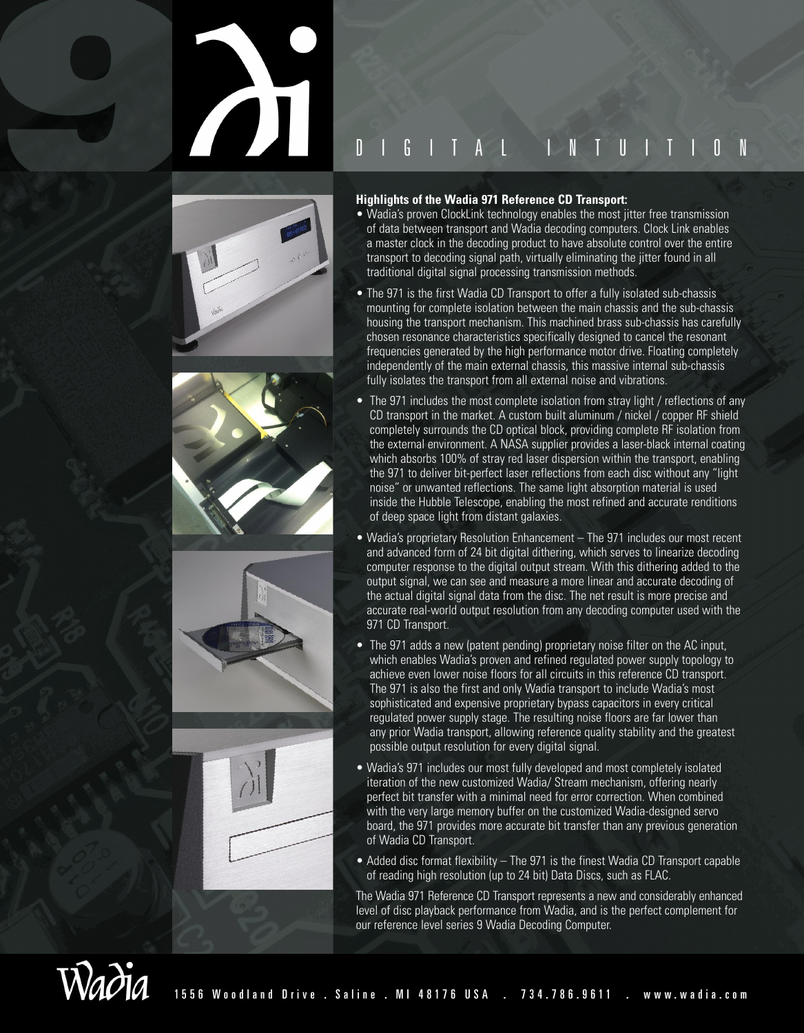DIGITAL INTUITION

**Highlights of the Wadia 971 Reference CD Transport:**

- Wadia's proven ClockLink technology enables the most jitter free transmission of data between transport and Wadia decoding computers. Clock Link enables a master clock in the decoding product to have absolute control over the entire transport to decoding signal path, virtually eliminating the jitter found in all traditional digital signal processing transmission methods.
- The 971 is the first Wadia CD Transport to offer a fully isolated sub-chassis mounting for complete isolation between the main chassis and the sub-chassis housing the transport mechanism. This machined brass sub-chassis has carefully chosen resonance characteristics specifically designed to cancel the resonant frequencies generated by the high performance motor drive. Floating completely independently of the main external chassis, this massive internal sub-chassis fully isolates the transport from all external noise and vibrations.
- The 971 includes the most complete isolation from stray light / reflections of any CD transport in the market. A custom built aluminum / nickel / copper RF shield completely surrounds the CD optical block, providing complete RF isolation from the external environment. A NASA supplier provides a laser-black internal coating which absorbs 100% of stray red laser dispersion within the transport, enabling the 971 to deliver bit-perfect laser reflections from each disc without any "light noise" or unwanted reflections. The same light absorption material is used inside the Hubble Telescope, enabling the most refined and accurate renditions of deep space light from distant galaxies.
- Wadia's proprietary Resolution Enhancement – The 971 includes our most recent and advanced form of 24 bit digital dithering, which serves to linearize decoding computer response to the digital output stream. With this dithering added to the output signal, we can see and measure a more linear and accurate decoding of the actual digital signal data from the disc. The net result is more precise and accurate real-world output resolution from any decoding computer used with the 971 CD Transport.
- The 971 adds a new (patent pending) proprietary noise filter on the AC input, which enables Wadia's proven and refined regulated power supply topology to achieve even lower noise floors for all circuits in this reference CD transport. The 971 is also the first and only Wadia transport to include Wadia's most sophisticated and expensive proprietary bypass capacitors in every critical regulated power supply stage. The resulting noise floors are far lower than any prior Wadia transport, allowing reference quality stability and the greatest possible output resolution for every digital signal.
- Wadia's 971 includes our most fully developed and most completely isolated iteration of the new customized Wadia/ Stream mechanism, offering nearly perfect bit transfer with a minimal need for error correction. When combined with the very large memory buffer on the customized Wadia-designed servo board, the 971 provides more accurate bit transfer than any previous generation of Wadia CD Transport.
- Added disc format flexibility – The 971 is the finest Wadia CD Transport capable of reading high resolution (up to 24 bit) Data Discs, such as FLAC.

The Wadia 971 Reference CD Transport represents a new and considerably enhanced level of disc playback performance from Wadia, and is the perfect complement for our reference level series 9 Wadia Decoding Computer.

Wadia 1556 Woodland Drive . Saline . MI 48176 USA . 734.786.9611 . www.wadia.com